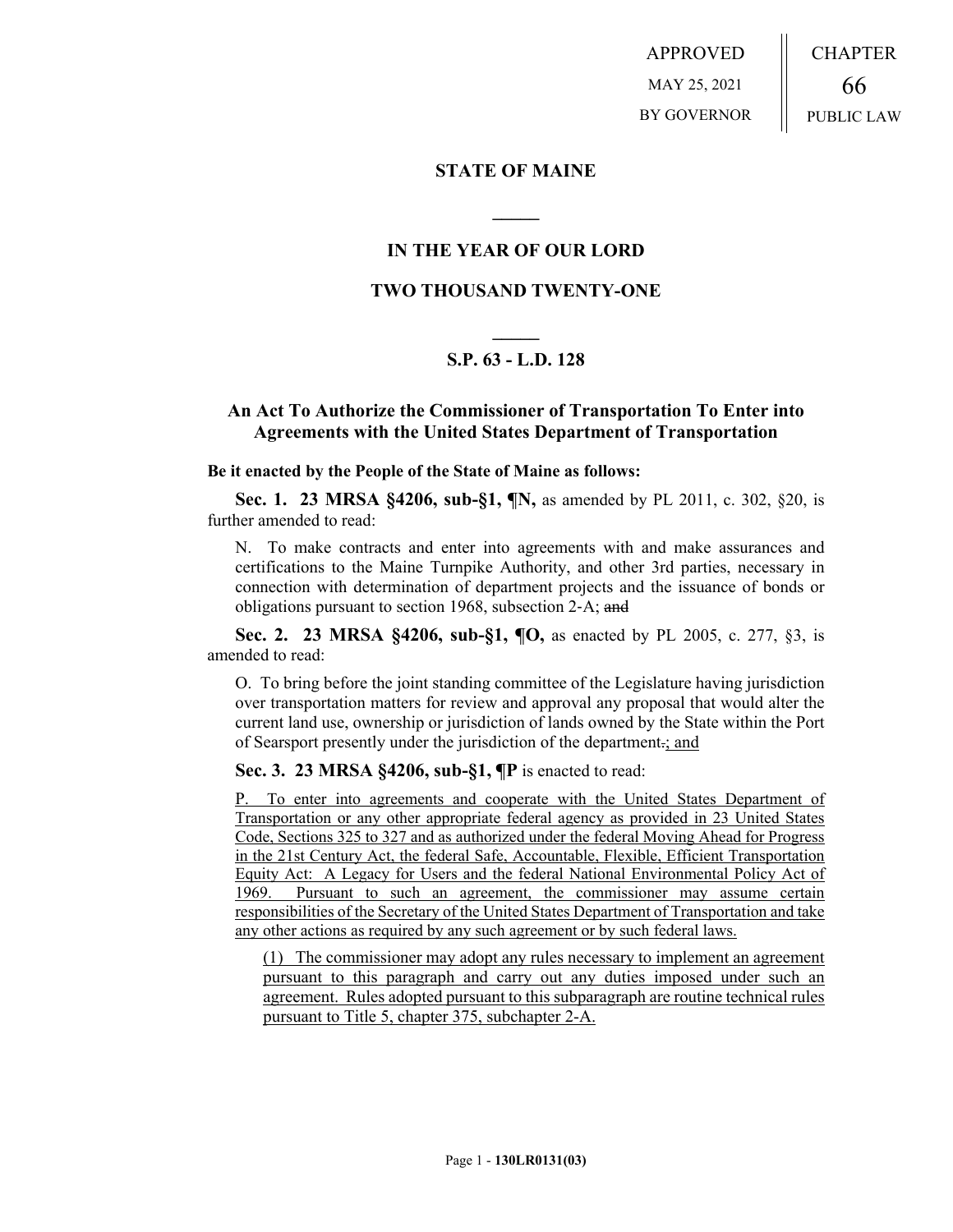APPROVED
MAY 25, 2021
BY GOVERNOR

CHAPTER
66
PUBLIC LAW

## STATE OF MAINE

## IN THE YEAR OF OUR LORD

## TWO THOUSAND TWENTY-ONE

## S.P. 63 - L.D. 128

### An Act To Authorize the Commissioner of Transportation To Enter into Agreements with the United States Department of Transportation

**Be it enacted by the People of the State of Maine as follows:**

**Sec. 1. 23 MRSA §4206, sub-§1, ¶N,** as amended by PL 2011, c. 302, §20, is further amended to read:

N. To make contracts and enter into agreements with and make assurances and certifications to the Maine Turnpike Authority, and other 3rd parties, necessary in connection with determination of department projects and the issuance of bonds or obligations pursuant to section 1968, subsection 2-A; ~~and~~

**Sec. 2. 23 MRSA §4206, sub-§1, ¶O,** as enacted by PL 2005, c. 277, §3, is amended to read:

O. To bring before the joint standing committee of the Legislature having jurisdiction over transportation matters for review and approval any proposal that would alter the current land use, ownership or jurisdiction of lands owned by the State within the Port of Searsport presently under the jurisdiction of the department~~.~~; and

**Sec. 3. 23 MRSA §4206, sub-§1, ¶P** is enacted to read:

P. To enter into agreements and cooperate with the United States Department of Transportation or any other appropriate federal agency as provided in 23 United States Code, Sections 325 to 327 and as authorized under the federal Moving Ahead for Progress in the 21st Century Act, the federal Safe, Accountable, Flexible, Efficient Transportation Equity Act: A Legacy for Users and the federal National Environmental Policy Act of 1969. Pursuant to such an agreement, the commissioner may assume certain responsibilities of the Secretary of the United States Department of Transportation and take any other actions as required by any such agreement or by such federal laws.

(1) The commissioner may adopt any rules necessary to implement an agreement pursuant to this paragraph and carry out any duties imposed under such an agreement. Rules adopted pursuant to this subparagraph are routine technical rules pursuant to Title 5, chapter 375, subchapter 2-A.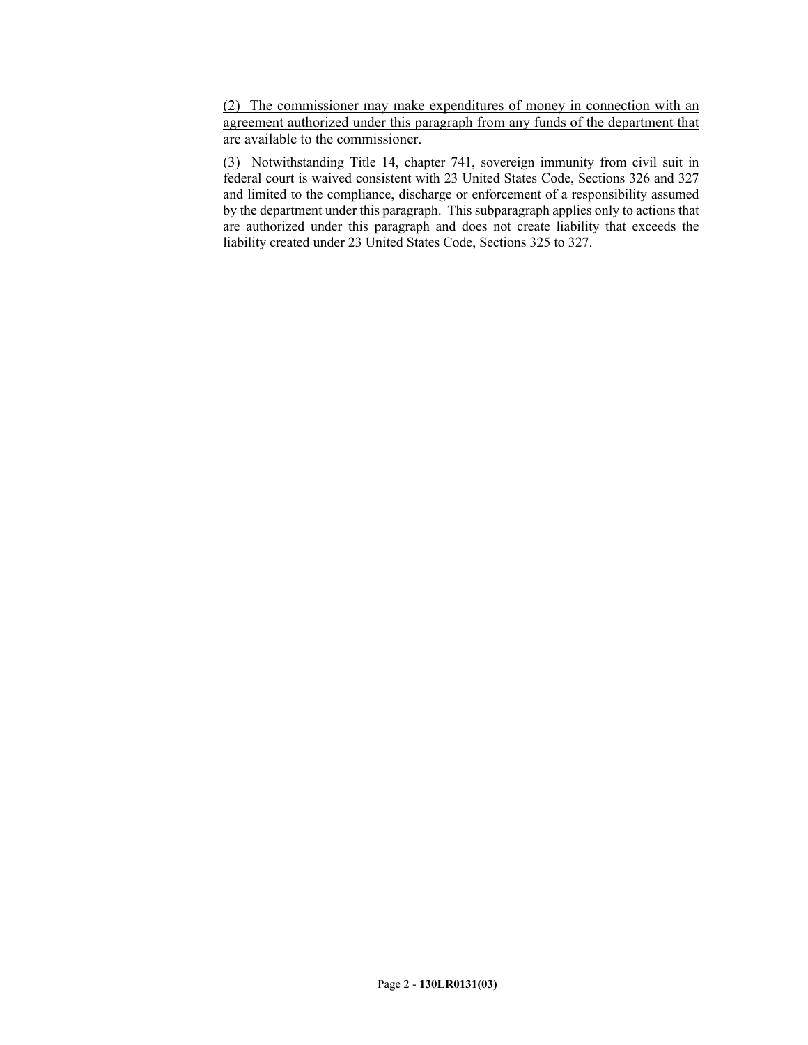(2) The commissioner may make expenditures of money in connection with an agreement authorized under this paragraph from any funds of the department that are available to the commissioner.

(3) Notwithstanding Title 14, chapter 741, sovereign immunity from civil suit in federal court is waived consistent with 23 United States Code, Sections 326 and 327 and limited to the compliance, discharge or enforcement of a responsibility assumed by the department under this paragraph. This subparagraph applies only to actions that are authorized under this paragraph and does not create liability that exceeds the liability created under 23 United States Code, Sections 325 to 327.